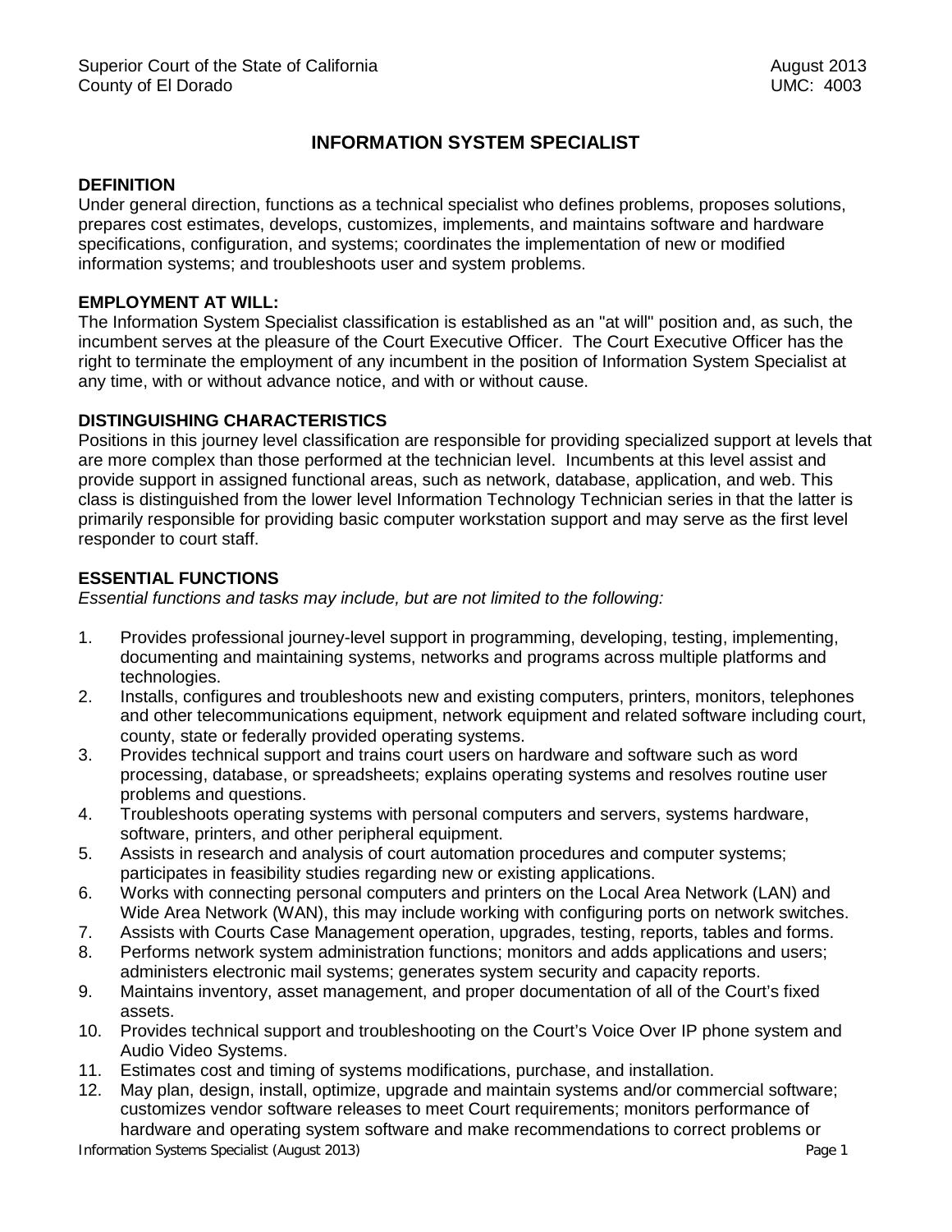Superior Court of the State of California
County of El Dorado

August 2013
UMC: 4003

# INFORMATION SYSTEM SPECIALIST

## DEFINITION

Under general direction, functions as a technical specialist who defines problems, proposes solutions, prepares cost estimates, develops, customizes, implements, and maintains software and hardware specifications, configuration, and systems; coordinates the implementation of new or modified information systems; and troubleshoots user and system problems.

## EMPLOYMENT AT WILL:

The Information System Specialist classification is established as an "at will" position and, as such, the incumbent serves at the pleasure of the Court Executive Officer. The Court Executive Officer has the right to terminate the employment of any incumbent in the position of Information System Specialist at any time, with or without advance notice, and with or without cause.

## DISTINGUISHING CHARACTERISTICS

Positions in this journey level classification are responsible for providing specialized support at levels that are more complex than those performed at the technician level. Incumbents at this level assist and provide support in assigned functional areas, such as network, database, application, and web. This class is distinguished from the lower level Information Technology Technician series in that the latter is primarily responsible for providing basic computer workstation support and may serve as the first level responder to court staff.

## ESSENTIAL FUNCTIONS

*Essential functions and tasks may include, but are not limited to the following:*

1. Provides professional journey-level support in programming, developing, testing, implementing, documenting and maintaining systems, networks and programs across multiple platforms and technologies.
2. Installs, configures and troubleshoots new and existing computers, printers, monitors, telephones and other telecommunications equipment, network equipment and related software including court, county, state or federally provided operating systems.
3. Provides technical support and trains court users on hardware and software such as word processing, database, or spreadsheets; explains operating systems and resolves routine user problems and questions.
4. Troubleshoots operating systems with personal computers and servers, systems hardware, software, printers, and other peripheral equipment.
5. Assists in research and analysis of court automation procedures and computer systems; participates in feasibility studies regarding new or existing applications.
6. Works with connecting personal computers and printers on the Local Area Network (LAN) and Wide Area Network (WAN), this may include working with configuring ports on network switches.
7. Assists with Courts Case Management operation, upgrades, testing, reports, tables and forms.
8. Performs network system administration functions; monitors and adds applications and users; administers electronic mail systems; generates system security and capacity reports.
9. Maintains inventory, asset management, and proper documentation of all of the Court's fixed assets.
10. Provides technical support and troubleshooting on the Court's Voice Over IP phone system and Audio Video Systems.
11. Estimates cost and timing of systems modifications, purchase, and installation.
12. May plan, design, install, optimize, upgrade and maintain systems and/or commercial software; customizes vendor software releases to meet Court requirements; monitors performance of hardware and operating system software and make recommendations to correct problems or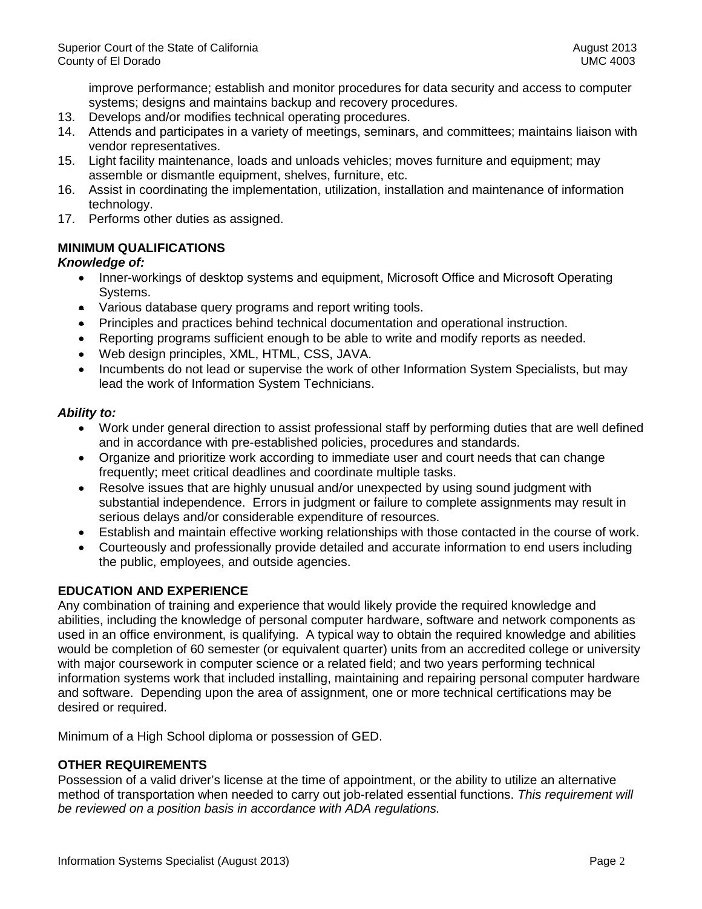improve performance; establish and monitor procedures for data security and access to computer systems; designs and maintains backup and recovery procedures.

13. Develops and/or modifies technical operating procedures.
14. Attends and participates in a variety of meetings, seminars, and committees; maintains liaison with vendor representatives.
15. Light facility maintenance, loads and unloads vehicles; moves furniture and equipment; may assemble or dismantle equipment, shelves, furniture, etc.
16. Assist in coordinating the implementation, utilization, installation and maintenance of information technology.
17. Performs other duties as assigned.

## MINIMUM QUALIFICATIONS

***Knowledge of:***

- Inner-workings of desktop systems and equipment, Microsoft Office and Microsoft Operating Systems.
- Various database query programs and report writing tools.
- Principles and practices behind technical documentation and operational instruction.
- Reporting programs sufficient enough to be able to write and modify reports as needed.
- Web design principles, XML, HTML, CSS, JAVA.
- Incumbents do not lead or supervise the work of other Information System Specialists, but may lead the work of Information System Technicians.

***Ability to:***

- Work under general direction to assist professional staff by performing duties that are well defined and in accordance with pre-established policies, procedures and standards.
- Organize and prioritize work according to immediate user and court needs that can change frequently; meet critical deadlines and coordinate multiple tasks.
- Resolve issues that are highly unusual and/or unexpected by using sound judgment with substantial independence. Errors in judgment or failure to complete assignments may result in serious delays and/or considerable expenditure of resources.
- Establish and maintain effective working relationships with those contacted in the course of work.
- Courteously and professionally provide detailed and accurate information to end users including the public, employees, and outside agencies.

## EDUCATION AND EXPERIENCE

Any combination of training and experience that would likely provide the required knowledge and abilities, including the knowledge of personal computer hardware, software and network components as used in an office environment, is qualifying. A typical way to obtain the required knowledge and abilities would be completion of 60 semester (or equivalent quarter) units from an accredited college or university with major coursework in computer science or a related field; and two years performing technical information systems work that included installing, maintaining and repairing personal computer hardware and software. Depending upon the area of assignment, one or more technical certifications may be desired or required.

Minimum of a High School diploma or possession of GED.

## OTHER REQUIREMENTS

Possession of a valid driver's license at the time of appointment, or the ability to utilize an alternative method of transportation when needed to carry out job-related essential functions. *This requirement will be reviewed on a position basis in accordance with ADA regulations.*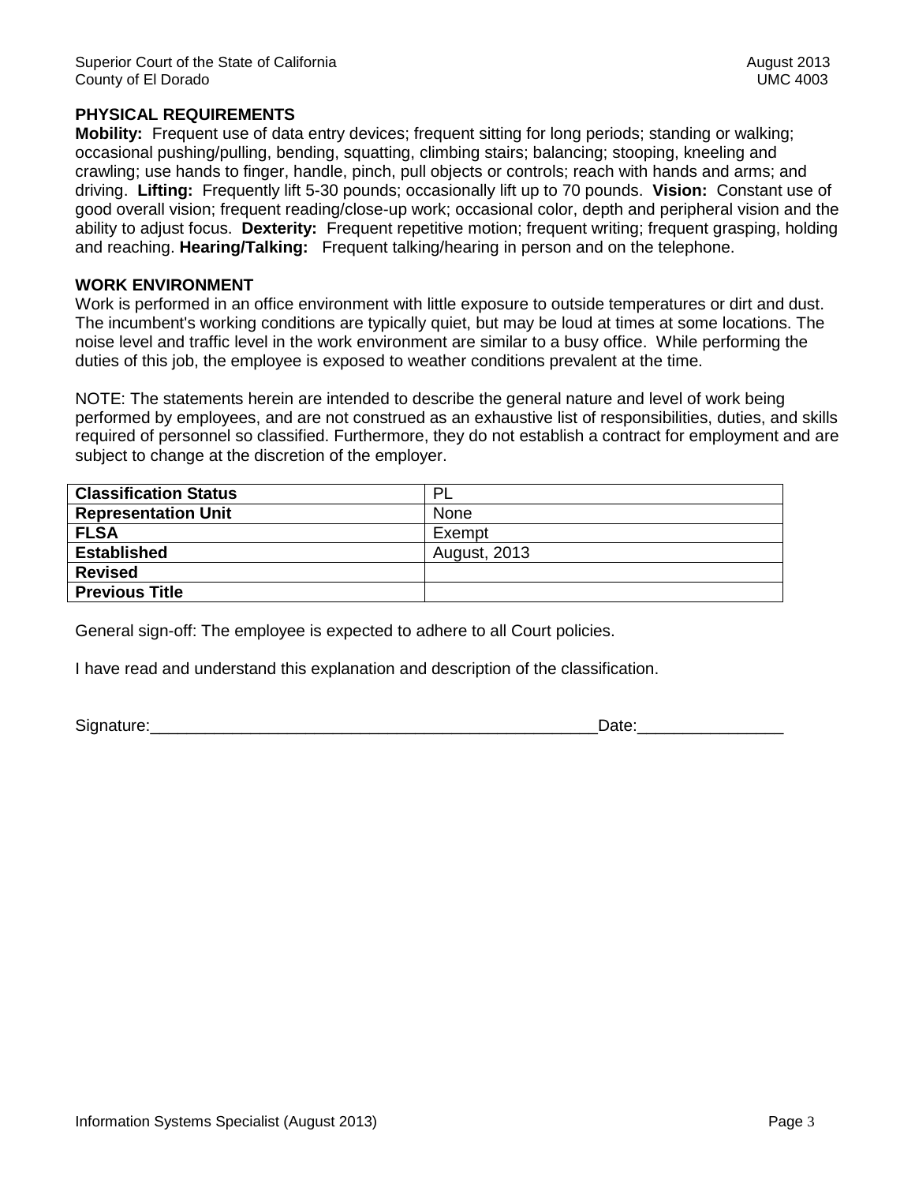**PHYSICAL REQUIREMENTS**

**Mobility:** Frequent use of data entry devices; frequent sitting for long periods; standing or walking; occasional pushing/pulling, bending, squatting, climbing stairs; balancing; stooping, kneeling and crawling; use hands to finger, handle, pinch, pull objects or controls; reach with hands and arms; and driving. **Lifting:** Frequently lift 5-30 pounds; occasionally lift up to 70 pounds. **Vision:** Constant use of good overall vision; frequent reading/close-up work; occasional color, depth and peripheral vision and the ability to adjust focus. **Dexterity:** Frequent repetitive motion; frequent writing; frequent grasping, holding and reaching. **Hearing/Talking:** Frequent talking/hearing in person and on the telephone.

**WORK ENVIRONMENT**

Work is performed in an office environment with little exposure to outside temperatures or dirt and dust. The incumbent's working conditions are typically quiet, but may be loud at times at some locations. The noise level and traffic level in the work environment are similar to a busy office. While performing the duties of this job, the employee is exposed to weather conditions prevalent at the time.

NOTE: The statements herein are intended to describe the general nature and level of work being performed by employees, and are not construed as an exhaustive list of responsibilities, duties, and skills required of personnel so classified. Furthermore, they do not establish a contract for employment and are subject to change at the discretion of the employer.

| | |
|---|---|
| **Classification Status** | PL |
| **Representation Unit** | None |
| **FLSA** | Exempt |
| **Established** | August, 2013 |
| **Revised** | |
| **Previous Title** | |

General sign-off: The employee is expected to adhere to all Court policies.

I have read and understand this explanation and description of the classification.

Signature:\_\_\_\_\_\_\_\_\_\_\_\_\_\_\_\_\_\_\_\_\_\_\_\_\_\_\_\_\_\_\_\_\_\_\_\_\_\_\_\_\_\_\_\_\_\_\_\_\_\_Date:\_\_\_\_\_\_\_\_\_\_\_\_\_\_\_\_